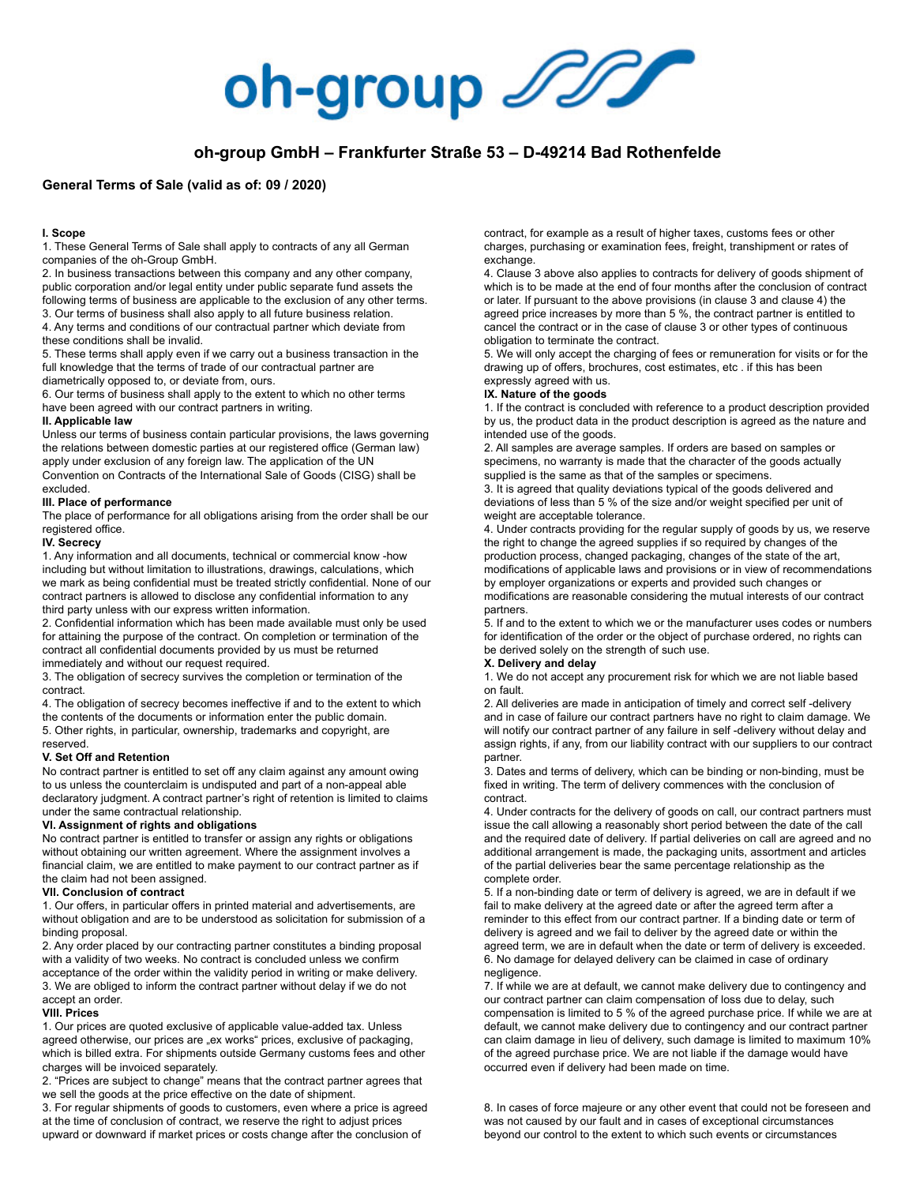oh-group

## oh-group GmbH – Frankfurter Straße 53 – D-49214 Bad Rothenfelde

### General Terms of Sale (valid as of: 09 / 2020)

**I. Scope**

1. These General Terms of Sale shall apply to contracts of any all German companies of the oh-Group GmbH.
2. In business transactions between this company and any other company, public corporation and/or legal entity under public separate fund assets the following terms of business are applicable to the exclusion of any other terms.
3. Our terms of business shall also apply to all future business relation.
4. Any terms and conditions of our contractual partner which deviate from these conditions shall be invalid.
5. These terms shall apply even if we carry out a business transaction in the full knowledge that the terms of trade of our contractual partner are diametrically opposed to, or deviate from, ours.
6. Our terms of business shall apply to the extent to which no other terms have been agreed with our contract partners in writing.

**II. Applicable law**

Unless our terms of business contain particular provisions, the laws governing the relations between domestic parties at our registered office (German law) apply under exclusion of any foreign law. The application of the UN Convention on Contracts of the International Sale of Goods (CISG) shall be excluded.

**III. Place of performance**

The place of performance for all obligations arising from the order shall be our registered office.

**IV. Secrecy**

1. Any information and all documents, technical or commercial know -how including but without limitation to illustrations, drawings, calculations, which we mark as being confidential must be treated strictly confidential. None of our contract partners is allowed to disclose any confidential information to any third party unless with our express written information.
2. Confidential information which has been made available must only be used for attaining the purpose of the contract. On completion or termination of the contract all confidential documents provided by us must be returned immediately and without our request required.
3. The obligation of secrecy survives the completion or termination of the contract.
4. The obligation of secrecy becomes ineffective if and to the extent to which the contents of the documents or information enter the public domain.
5. Other rights, in particular, ownership, trademarks and copyright, are reserved.

**V. Set Off and Retention**

No contract partner is entitled to set off any claim against any amount owing to us unless the counterclaim is undisputed and part of a non-appeal able declaratory judgment. A contract partner's right of retention is limited to claims under the same contractual relationship.

**VI. Assignment of rights and obligations**

No contract partner is entitled to transfer or assign any rights or obligations without obtaining our written agreement. Where the assignment involves a financial claim, we are entitled to make payment to our contract partner as if the claim had not been assigned.

**VII. Conclusion of contract**

1. Our offers, in particular offers in printed material and advertisements, are without obligation and are to be understood as solicitation for submission of a binding proposal.
2. Any order placed by our contracting partner constitutes a binding proposal with a validity of two weeks. No contract is concluded unless we confirm acceptance of the order within the validity period in writing or make delivery.
3. We are obliged to inform the contract partner without delay if we do not accept an order.

**VIII. Prices**

1. Our prices are quoted exclusive of applicable value-added tax. Unless agreed otherwise, our prices are „ex works" prices, exclusive of packaging, which is billed extra. For shipments outside Germany customs fees and other charges will be invoiced separately.
2. "Prices are subject to change" means that the contract partner agrees that we sell the goods at the price effective on the date of shipment.
3. For regular shipments of goods to customers, even where a price is agreed at the time of conclusion of contract, we reserve the right to adjust prices upward or downward if market prices or costs change after the conclusion of contract, for example as a result of higher taxes, customs fees or other charges, purchasing or examination fees, freight, transhipment or rates of exchange.
4. Clause 3 above also applies to contracts for delivery of goods shipment of which is to be made at the end of four months after the conclusion of contract or later. If pursuant to the above provisions (in clause 3 and clause 4) the agreed price increases by more than 5 %, the contract partner is entitled to cancel the contract or in the case of clause 3 or other types of continuous obligation to terminate the contract.
5. We will only accept the charging of fees or remuneration for visits or for the drawing up of offers, brochures, cost estimates, etc . if this has been expressly agreed with us.

**IX. Nature of the goods**

1. If the contract is concluded with reference to a product description provided by us, the product data in the product description is agreed as the nature and intended use of the goods.
2. All samples are average samples. If orders are based on samples or specimens, no warranty is made that the character of the goods actually supplied is the same as that of the samples or specimens.
3. It is agreed that quality deviations typical of the goods delivered and deviations of less than 5 % of the size and/or weight specified per unit of weight are acceptable tolerance.
4. Under contracts providing for the regular supply of goods by us, we reserve the right to change the agreed supplies if so required by changes of the production process, changed packaging, changes of the state of the art, modifications of applicable laws and provisions or in view of recommendations by employer organizations or experts and provided such changes or modifications are reasonable considering the mutual interests of our contract partners.
5. If and to the extent to which we or the manufacturer uses codes or numbers for identification of the order or the object of purchase ordered, no rights can be derived solely on the strength of such use.

**X. Delivery and delay**

1. We do not accept any procurement risk for which we are not liable based on fault.
2. All deliveries are made in anticipation of timely and correct self -delivery and in case of failure our contract partners have no right to claim damage. We will notify our contract partner of any failure in self -delivery without delay and assign rights, if any, from our liability contract with our suppliers to our contract partner.
3. Dates and terms of delivery, which can be binding or non-binding, must be fixed in writing. The term of delivery commences with the conclusion of contract.
4. Under contracts for the delivery of goods on call, our contract partners must issue the call allowing a reasonably short period between the date of the call and the required date of delivery. If partial deliveries on call are agreed and no additional arrangement is made, the packaging units, assortment and articles of the partial deliveries bear the same percentage relationship as the complete order.
5. If a non-binding date or term of delivery is agreed, we are in default if we fail to make delivery at the agreed date or after the agreed term after a reminder to this effect from our contract partner. If a binding date or term of delivery is agreed and we fail to deliver by the agreed date or within the agreed term, we are in default when the date or term of delivery is exceeded.
6. No damage for delayed delivery can be claimed in case of ordinary negligence.
7. If while we are at default, we cannot make delivery due to contingency and our contract partner can claim compensation of loss due to delay, such compensation is limited to 5 % of the agreed purchase price. If while we are at default, we cannot make delivery due to contingency and our contract partner can claim damage in lieu of delivery, such damage is limited to maximum 10% of the agreed purchase price. We are not liable if the damage would have occurred even if delivery had been made on time.
8. In cases of force majeure or any other event that could not be foreseen and was not caused by our fault and in cases of exceptional circumstances beyond our control to the extent to which such events or circumstances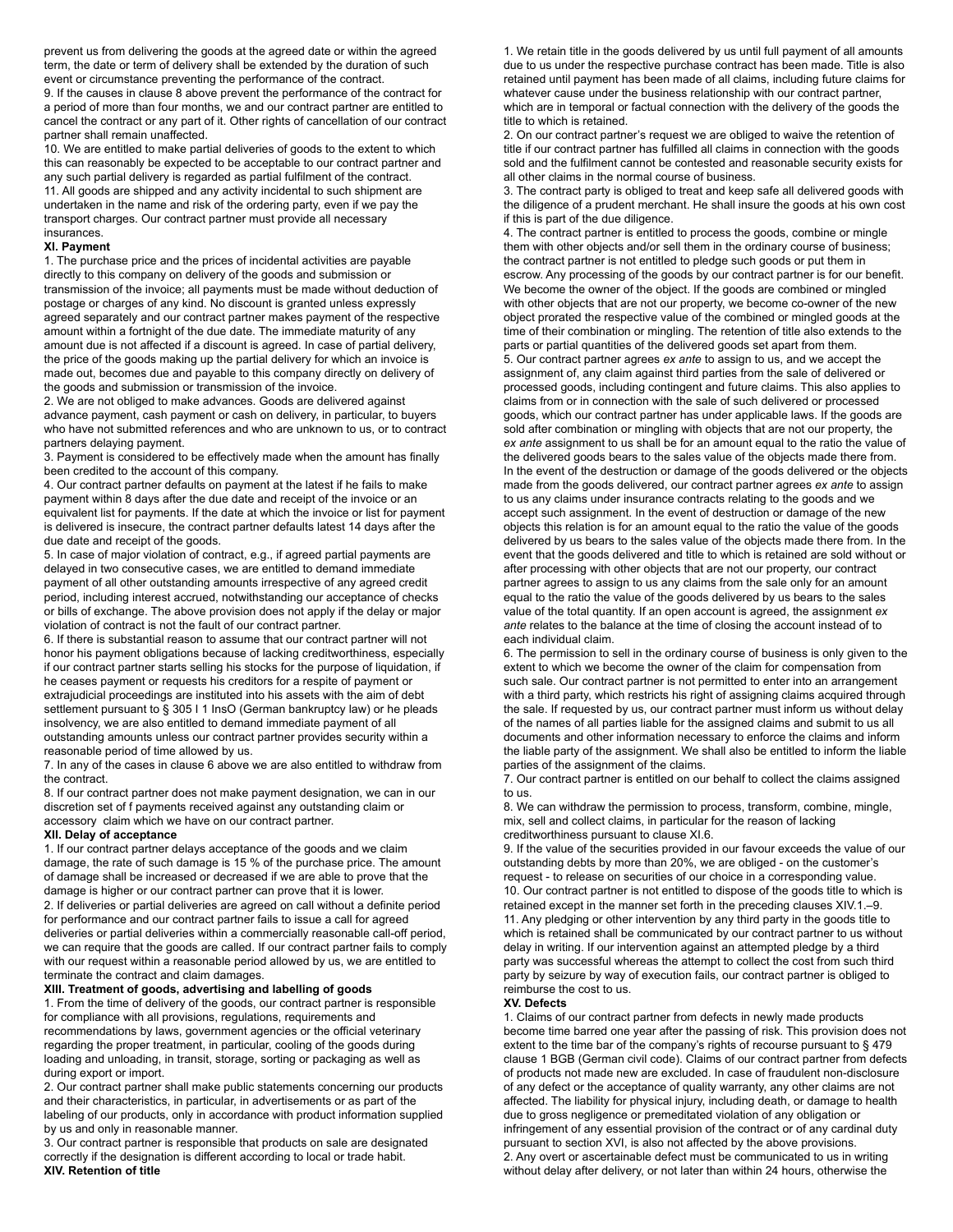prevent us from delivering the goods at the agreed date or within the agreed term, the date or term of delivery shall be extended by the duration of such event or circumstance preventing the performance of the contract.

9. If the causes in clause 8 above prevent the performance of the contract for a period of more than four months, we and our contract partner are entitled to cancel the contract or any part of it. Other rights of cancellation of our contract partner shall remain unaffected.

10. We are entitled to make partial deliveries of goods to the extent to which this can reasonably be expected to be acceptable to our contract partner and any such partial delivery is regarded as partial fulfilment of the contract.

11. All goods are shipped and any activity incidental to such shipment are undertaken in the name and risk of the ordering party, even if we pay the transport charges. Our contract partner must provide all necessary insurances.

**XI. Payment**

1. The purchase price and the prices of incidental activities are payable directly to this company on delivery of the goods and submission or transmission of the invoice; all payments must be made without deduction of postage or charges of any kind. No discount is granted unless expressly agreed separately and our contract partner makes payment of the respective amount within a fortnight of the due date. The immediate maturity of any amount due is not affected if a discount is agreed. In case of partial delivery, the price of the goods making up the partial delivery for which an invoice is made out, becomes due and payable to this company directly on delivery of the goods and submission or transmission of the invoice.

2. We are not obliged to make advances. Goods are delivered against advance payment, cash payment or cash on delivery, in particular, to buyers who have not submitted references and who are unknown to us, or to contract partners delaying payment.

3. Payment is considered to be effectively made when the amount has finally been credited to the account of this company.

4. Our contract partner defaults on payment at the latest if he fails to make payment within 8 days after the due date and receipt of the invoice or an equivalent list for payments. If the date at which the invoice or list for payment is delivered is insecure, the contract partner defaults latest 14 days after the due date and receipt of the goods.

5. In case of major violation of contract, e.g., if agreed partial payments are delayed in two consecutive cases, we are entitled to demand immediate payment of all other outstanding amounts irrespective of any agreed credit period, including interest accrued, notwithstanding our acceptance of checks or bills of exchange. The above provision does not apply if the delay or major violation of contract is not the fault of our contract partner.

6. If there is substantial reason to assume that our contract partner will not honor his payment obligations because of lacking creditworthiness, especially if our contract partner starts selling his stocks for the purpose of liquidation, if he ceases payment or requests his creditors for a respite of payment or extrajudicial proceedings are instituted into his assets with the aim of debt settlement pursuant to § 305 I 1 InsO (German bankruptcy law) or he pleads insolvency, we are also entitled to demand immediate payment of all outstanding amounts unless our contract partner provides security within a reasonable period of time allowed by us.

7. In any of the cases in clause 6 above we are also entitled to withdraw from the contract.

8. If our contract partner does not make payment designation, we can in our discretion set of f payments received against any outstanding claim or accessory claim which we have on our contract partner.

**XII. Delay of acceptance**

1. If our contract partner delays acceptance of the goods and we claim damage, the rate of such damage is 15 % of the purchase price. The amount of damage shall be increased or decreased if we are able to prove that the damage is higher or our contract partner can prove that it is lower.

2. If deliveries or partial deliveries are agreed on call without a definite period for performance and our contract partner fails to issue a call for agreed deliveries or partial deliveries within a commercially reasonable call-off period, we can require that the goods are called. If our contract partner fails to comply with our request within a reasonable period allowed by us, we are entitled to terminate the contract and claim damages.

**XIII. Treatment of goods, advertising and labelling of goods**

1. From the time of delivery of the goods, our contract partner is responsible for compliance with all provisions, regulations, requirements and recommendations by laws, government agencies or the official veterinary regarding the proper treatment, in particular, cooling of the goods during loading and unloading, in transit, storage, sorting or packaging as well as during export or import.

2. Our contract partner shall make public statements concerning our products and their characteristics, in particular, in advertisements or as part of the labeling of our products, only in accordance with product information supplied by us and only in reasonable manner.

3. Our contract partner is responsible that products on sale are designated correctly if the designation is different according to local or trade habit.

**XIV. Retention of title**

1. We retain title in the goods delivered by us until full payment of all amounts due to us under the respective purchase contract has been made. Title is also retained until payment has been made of all claims, including future claims for whatever cause under the business relationship with our contract partner, which are in temporal or factual connection with the delivery of the goods the title to which is retained.

2. On our contract partner's request we are obliged to waive the retention of title if our contract partner has fulfilled all claims in connection with the goods sold and the fulfilment cannot be contested and reasonable security exists for all other claims in the normal course of business.

3. The contract party is obliged to treat and keep safe all delivered goods with the diligence of a prudent merchant. He shall insure the goods at his own cost if this is part of the due diligence.

4. The contract partner is entitled to process the goods, combine or mingle them with other objects and/or sell them in the ordinary course of business; the contract partner is not entitled to pledge such goods or put them in escrow. Any processing of the goods by our contract partner is for our benefit. We become the owner of the object. If the goods are combined or mingled with other objects that are not our property, we become co-owner of the new object prorated the respective value of the combined or mingled goods at the time of their combination or mingling. The retention of title also extends to the parts or partial quantities of the delivered goods set apart from them.

5. Our contract partner agrees *ex ante* to assign to us, and we accept the assignment of, any claim against third parties from the sale of delivered or processed goods, including contingent and future claims. This also applies to claims from or in connection with the sale of such delivered or processed goods, which our contract partner has under applicable laws. If the goods are sold after combination or mingling with objects that are not our property, the *ex ante* assignment to us shall be for an amount equal to the ratio the value of the delivered goods bears to the sales value of the objects made there from. In the event of the destruction or damage of the goods delivered or the objects made from the goods delivered, our contract partner agrees *ex ante* to assign to us any claims under insurance contracts relating to the goods and we accept such assignment. In the event of destruction or damage of the new objects this relation is for an amount equal to the ratio the value of the goods delivered by us bears to the sales value of the objects made there from. In the event that the goods delivered and title to which is retained are sold without or after processing with other objects that are not our property, our contract partner agrees to assign to us any claims from the sale only for an amount equal to the ratio the value of the goods delivered by us bears to the sales value of the total quantity. If an open account is agreed, the assignment *ex ante* relates to the balance at the time of closing the account instead of to each individual claim.

6. The permission to sell in the ordinary course of business is only given to the extent to which we become the owner of the claim for compensation from such sale. Our contract partner is not permitted to enter into an arrangement with a third party, which restricts his right of assigning claims acquired through the sale. If requested by us, our contract partner must inform us without delay of the names of all parties liable for the assigned claims and submit to us all documents and other information necessary to enforce the claims and inform the liable party of the assignment. We shall also be entitled to inform the liable parties of the assignment of the claims.

7. Our contract partner is entitled on our behalf to collect the claims assigned to us.

8. We can withdraw the permission to process, transform, combine, mingle, mix, sell and collect claims, in particular for the reason of lacking creditworthiness pursuant to clause XI.6.

9. If the value of the securities provided in our favour exceeds the value of our outstanding debts by more than 20%, we are obliged - on the customer's request - to release on securities of our choice in a corresponding value.

10. Our contract partner is not entitled to dispose of the goods title to which is retained except in the manner set forth in the preceding clauses XIV.1.–9.

11. Any pledging or other intervention by any third party in the goods title to which is retained shall be communicated by our contract partner to us without delay in writing. If our intervention against an attempted pledge by a third party was successful whereas the attempt to collect the cost from such third party by seizure by way of execution fails, our contract partner is obliged to reimburse the cost to us.

**XV. Defects**

1. Claims of our contract partner from defects in newly made products become time barred one year after the passing of risk. This provision does not extent to the time bar of the company's rights of recourse pursuant to § 479 clause 1 BGB (German civil code). Claims of our contract partner from defects of products not made new are excluded. In case of fraudulent non-disclosure of any defect or the acceptance of quality warranty, any other claims are not affected. The liability for physical injury, including death, or damage to health due to gross negligence or premeditated violation of any obligation or infringement of any essential provision of the contract or of any cardinal duty pursuant to section XVI, is also not affected by the above provisions.

2. Any overt or ascertainable defect must be communicated to us in writing without delay after delivery, or not later than within 24 hours, otherwise the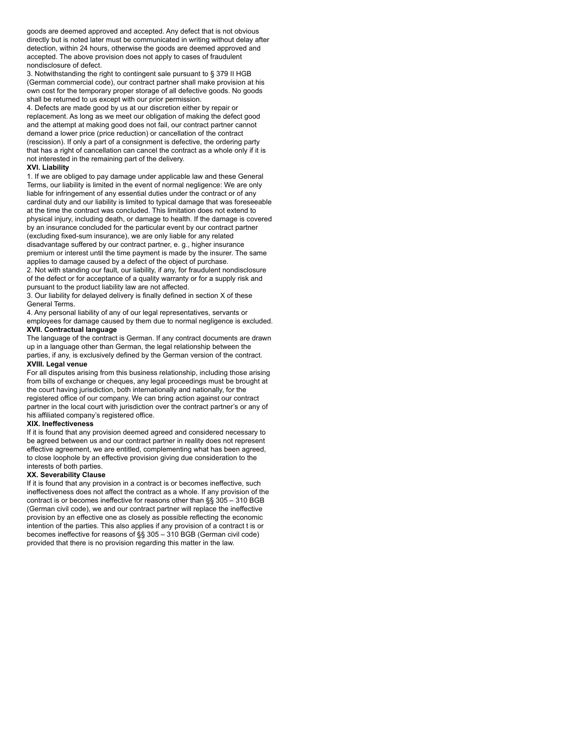goods are deemed approved and accepted. Any defect that is not obvious directly but is noted later must be communicated in writing without delay after detection, within 24 hours, otherwise the goods are deemed approved and accepted. The above provision does not apply to cases of fraudulent nondisclosure of defect.

3. Notwithstanding the right to contingent sale pursuant to § 379 II HGB (German commercial code), our contract partner shall make provision at his own cost for the temporary proper storage of all defective goods. No goods shall be returned to us except with our prior permission.

4. Defects are made good by us at our discretion either by repair or replacement. As long as we meet our obligation of making the defect good and the attempt at making good does not fail, our contract partner cannot demand a lower price (price reduction) or cancellation of the contract (rescission). If only a part of a consignment is defective, the ordering party that has a right of cancellation can cancel the contract as a whole only if it is not interested in the remaining part of the delivery.

**XVI. Liability**

1. If we are obliged to pay damage under applicable law and these General Terms, our liability is limited in the event of normal negligence: We are only liable for infringement of any essential duties under the contract or of any cardinal duty and our liability is limited to typical damage that was foreseeable at the time the contract was concluded. This limitation does not extend to physical injury, including death, or damage to health. If the damage is covered by an insurance concluded for the particular event by our contract partner (excluding fixed-sum insurance), we are only liable for any related disadvantage suffered by our contract partner, e. g., higher insurance premium or interest until the time payment is made by the insurer. The same applies to damage caused by a defect of the object of purchase.

2. Not with standing our fault, our liability, if any, for fraudulent nondisclosure of the defect or for acceptance of a quality warranty or for a supply risk and pursuant to the product liability law are not affected.

3. Our liability for delayed delivery is finally defined in section X of these General Terms.

4. Any personal liability of any of our legal representatives, servants or employees for damage caused by them due to normal negligence is excluded.

**XVII. Contractual language**

The language of the contract is German. If any contract documents are drawn up in a language other than German, the legal relationship between the parties, if any, is exclusively defined by the German version of the contract.

**XVIII. Legal venue**

For all disputes arising from this business relationship, including those arising from bills of exchange or cheques, any legal proceedings must be brought at the court having jurisdiction, both internationally and nationally, for the registered office of our company. We can bring action against our contract partner in the local court with jurisdiction over the contract partner's or any of his affiliated company's registered office.

**XIX. Ineffectiveness**

If it is found that any provision deemed agreed and considered necessary to be agreed between us and our contract partner in reality does not represent effective agreement, we are entitled, complementing what has been agreed, to close loophole by an effective provision giving due consideration to the interests of both parties.

**XX. Severability Clause**

If it is found that any provision in a contract is or becomes ineffective, such ineffectiveness does not affect the contract as a whole. If any provision of the contract is or becomes ineffective for reasons other than §§ 305 – 310 BGB (German civil code), we and our contract partner will replace the ineffective provision by an effective one as closely as possible reflecting the economic intention of the parties. This also applies if any provision of a contract t is or becomes ineffective for reasons of §§ 305 – 310 BGB (German civil code) provided that there is no provision regarding this matter in the law.